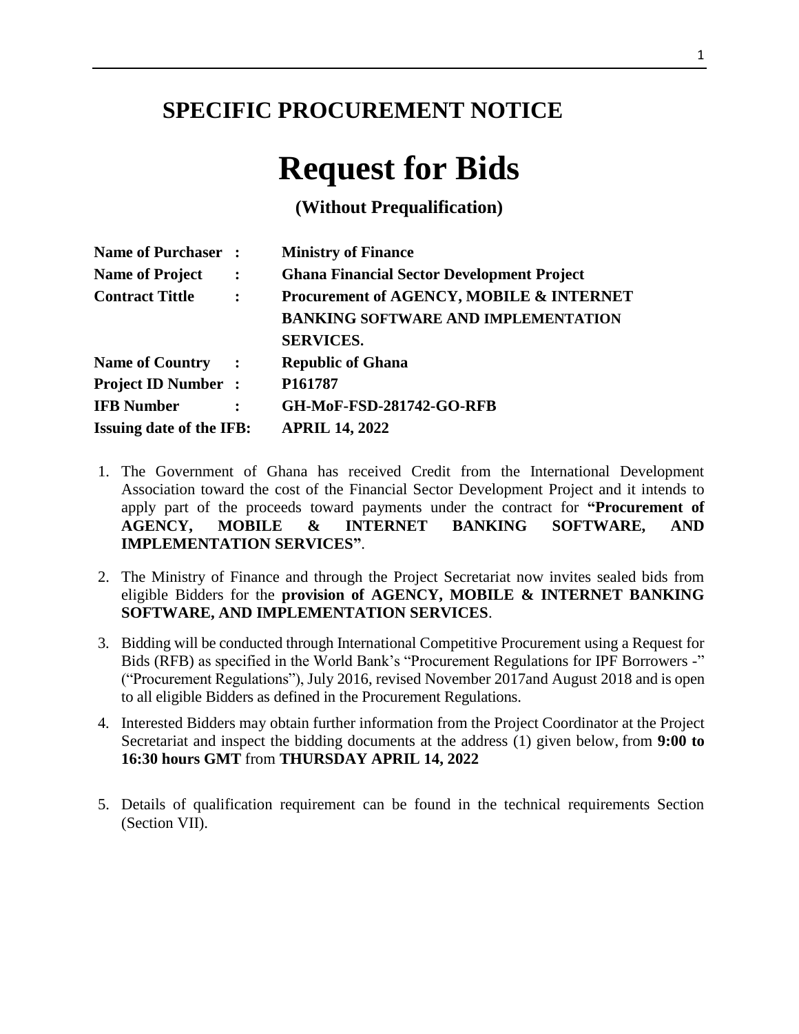# SPECIFIC PROCUREMENT NOTICE

# Request for Bids

### (Without Prequalification)

| | | |
|---|---|---|
| **Name of Purchaser** | **:** | **Ministry of Finance** |
| **Name of Project** | **:** | **Ghana Financial Sector Development Project** |
| **Contract Tittle** | **:** | **Procurement of AGENCY, MOBILE & INTERNET BANKING SOFTWARE AND IMPLEMENTATION SERVICES.** |
| **Name of Country** | **:** | **Republic of Ghana** |
| **Project ID Number** | **:** | **P161787** |
| **IFB Number** | **:** | **GH-MoF-FSD-281742-GO-RFB** |
| **Issuing date of the IFB:** | | **APRIL 14, 2022** |

1. The Government of Ghana has received Credit from the International Development Association toward the cost of the Financial Sector Development Project and it intends to apply part of the proceeds toward payments under the contract for **"Procurement of AGENCY, MOBILE & INTERNET BANKING SOFTWARE, AND IMPLEMENTATION SERVICES"**.

2. The Ministry of Finance and through the Project Secretariat now invites sealed bids from eligible Bidders for the **provision of AGENCY, MOBILE & INTERNET BANKING SOFTWARE, AND IMPLEMENTATION SERVICES**.

3. Bidding will be conducted through International Competitive Procurement using a Request for Bids (RFB) as specified in the World Bank's "Procurement Regulations for IPF Borrowers -" ("Procurement Regulations"), July 2016, revised November 2017and August 2018 and is open to all eligible Bidders as defined in the Procurement Regulations.

4. Interested Bidders may obtain further information from the Project Coordinator at the Project Secretariat and inspect the bidding documents at the address (1) given below, from **9:00 to 16:30 hours GMT** from **THURSDAY APRIL 14, 2022**

5. Details of qualification requirement can be found in the technical requirements Section (Section VII).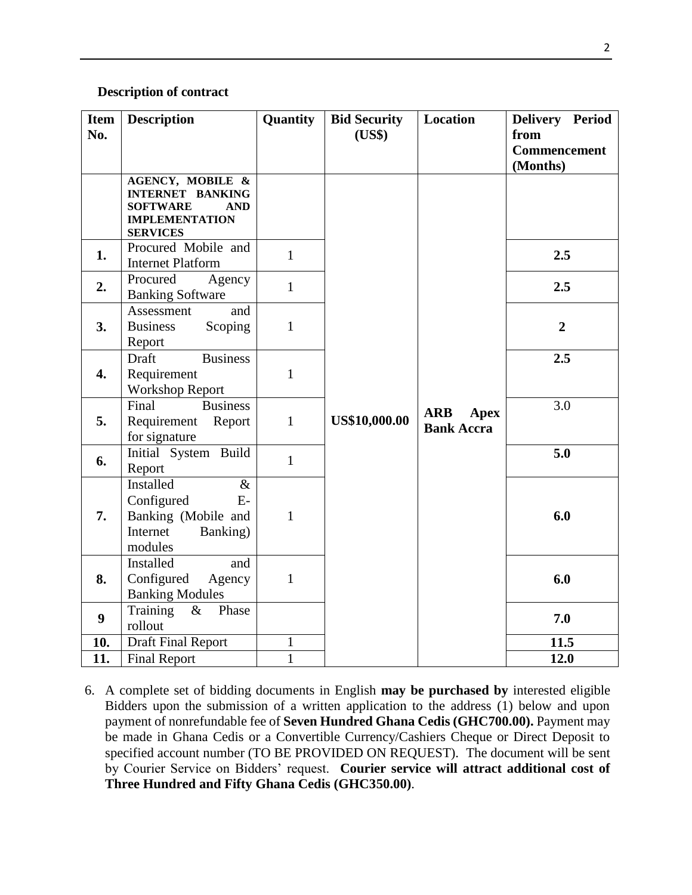**Description of contract**

| Item No. | Description | Quantity | Bid Security (US$) | Location | Delivery Period from Commencement (Months) |
|---|---|---|---|---|---|
| | **AGENCY, MOBILE & INTERNET BANKING SOFTWARE AND IMPLEMENTATION SERVICES** | | **US$10,000.00** | **ARB Apex Bank Accra** | |
| **1.** | Procured Mobile and Internet Platform | 1 | | | **2.5** |
| **2.** | Procured Agency Banking Software | 1 | | | **2.5** |
| **3.** | Assessment and Business Scoping Report | 1 | | | **2** |
| **4.** | Draft Business Requirement Workshop Report | 1 | | | **2.5** |
| **5.** | Final Business Requirement Report for signature | 1 | | | 3.0 |
| **6.** | Initial System Build Report | 1 | | | **5.0** |
| **7.** | Installed & Configured E-Banking (Mobile and Internet Banking) modules | 1 | | | **6.0** |
| **8.** | Installed and Configured Agency Banking Modules | 1 | | | **6.0** |
| **9** | Training & Phase rollout | | | | **7.0** |
| **10.** | Draft Final Report | 1 | | | **11.5** |
| **11.** | Final Report | 1 | | | **12.0** |

6. A complete set of bidding documents in English **may be purchased by** interested eligible Bidders upon the submission of a written application to the address (1) below and upon payment of nonrefundable fee of **Seven Hundred Ghana Cedis (GHC700.00).** Payment may be made in Ghana Cedis or a Convertible Currency/Cashiers Cheque or Direct Deposit to specified account number (TO BE PROVIDED ON REQUEST). The document will be sent by Courier Service on Bidders' request. **Courier service will attract additional cost of Three Hundred and Fifty Ghana Cedis (GHC350.00)**.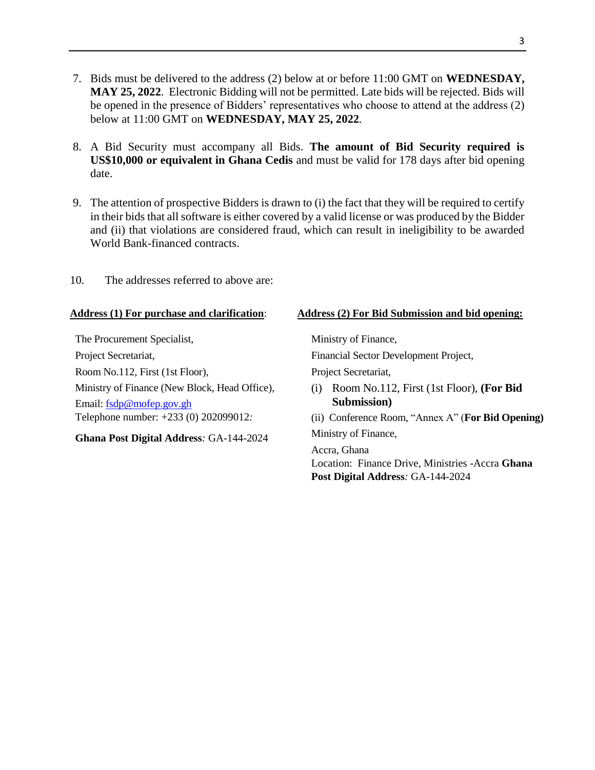7. Bids must be delivered to the address (2) below at or before 11:00 GMT on **WEDNESDAY, MAY 25, 2022**. Electronic Bidding will not be permitted. Late bids will be rejected. Bids will be opened in the presence of Bidders' representatives who choose to attend at the address (2) below at 11:00 GMT on **WEDNESDAY, MAY 25, 2022**.

8. A Bid Security must accompany all Bids. **The amount of Bid Security required is US$10,000 or equivalent in Ghana Cedis** and must be valid for 178 days after bid opening date.

9. The attention of prospective Bidders is drawn to (i) the fact that they will be required to certify in their bids that all software is either covered by a valid license or was produced by the Bidder and (ii) that violations are considered fraud, which can result in ineligibility to be awarded World Bank-financed contracts.

10. The addresses referred to above are:

**Address (1) For purchase and clarification**:

The Procurement Specialist,
Project Secretariat,
Room No.112, First (1st Floor),
Ministry of Finance (New Block, Head Office),
Email: fsdp@mofep.gov.gh
Telephone number: +233 (0) 202099012*:*

**Ghana Post Digital Address***:* GA-144-2024

**Address (2) For Bid Submission and bid opening:**

Ministry of Finance,
Financial Sector Development Project,
Project Secretariat,

(i) Room No.112, First (1st Floor), **(For Bid Submission)**

(ii) Conference Room, "Annex A" (**For Bid Opening)**

Ministry of Finance,
Accra, Ghana
Location: Finance Drive, Ministries -Accra **Ghana Post Digital Address***:* GA-144-2024